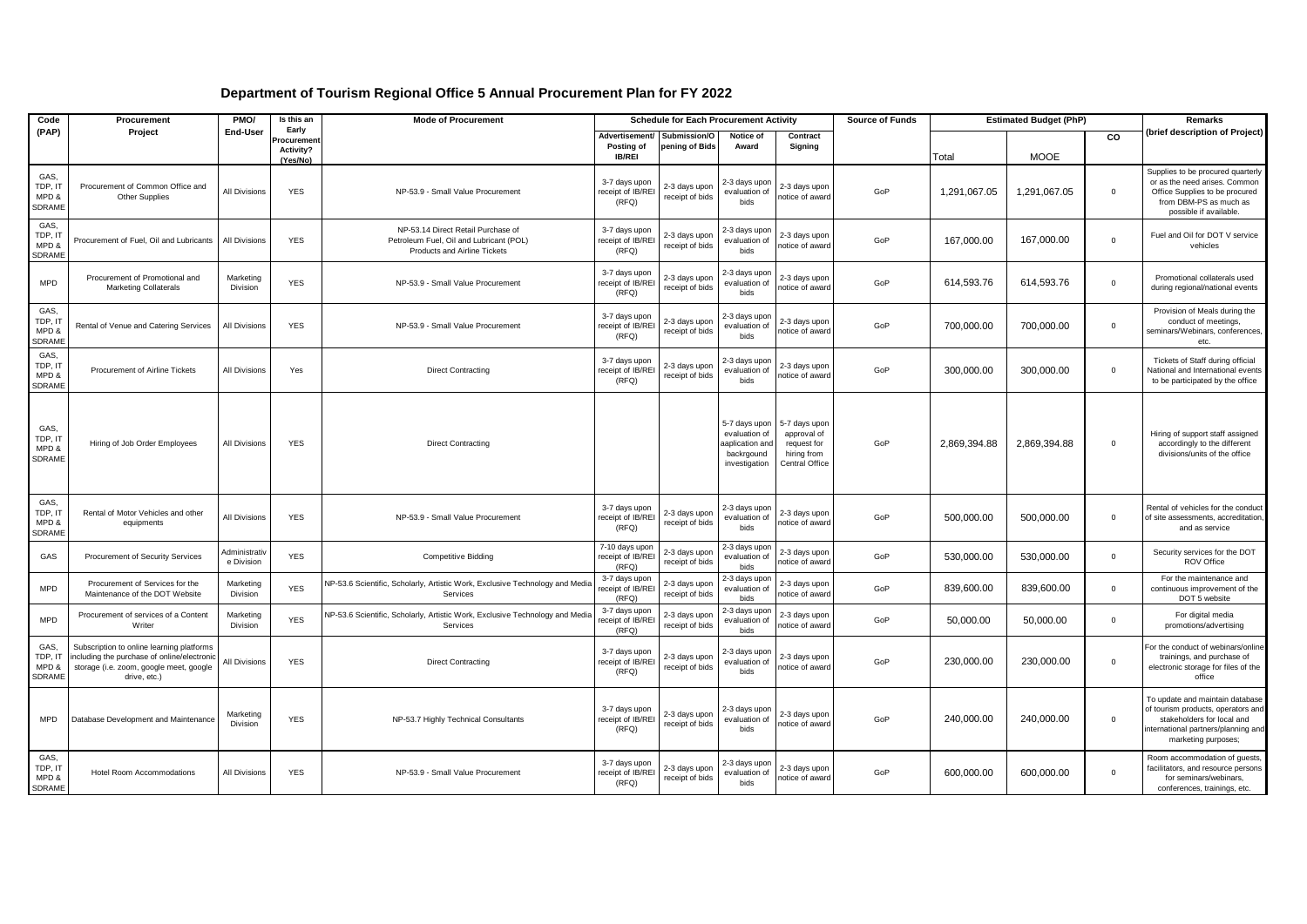# Department of Tourism Regional Office 5 Annual Procurement Plan for FY 2022

| Code (PAP) | Procurement Project | PMO/ End-User | Is this an Early Procurement Activity? (Yes/No) | Mode of Procurement | Schedule for Each Procurement Activity | | | | Source of Funds | Estimated Budget (PhP) | | | Remarks (brief description of Project) |
|---|---|---|---|---|---|---|---|---|---|---|---|---|---|
| | | | | | Advertisement/ Posting of IB/REI | Submission/Opening of Bids | Notice of Award | Contract Signing | | Total | MOOE | CO | |
| GAS, TDP, IT MPD & SDRAME | Procurement of Common Office and Other Supplies | All Divisions | YES | NP-53.9 - Small Value Procurement | 3-7 days upon receipt of IB/REI (RFQ) | 2-3 days upon receipt of bids | 2-3 days upon evaluation of bids | 2-3 days upon notice of award | GoP | 1,291,067.05 | 1,291,067.05 | 0 | Supplies to be procured quarterly or as the need arises. Common Office Supplies to be procured from DBM-PS as much as possible if available. |
| GAS, TDP, IT MPD & SDRAME | Procurement of Fuel, Oil and Lubricants | All Divisions | YES | NP-53.14 Direct Retail Purchase of Petroleum Fuel, Oil and Lubricant (POL) Products and Airline Tickets | 3-7 days upon receipt of IB/REI (RFQ) | 2-3 days upon receipt of bids | 2-3 days upon evaluation of bids | 2-3 days upon notice of award | GoP | 167,000.00 | 167,000.00 | 0 | Fuel and Oil for DOT V service vehicles |
| MPD | Procurement of Promotional and Marketing Collaterals | Marketing Division | YES | NP-53.9 - Small Value Procurement | 3-7 days upon receipt of IB/REI (RFQ) | 2-3 days upon receipt of bids | 2-3 days upon evaluation of bids | 2-3 days upon notice of award | GoP | 614,593.76 | 614,593.76 | 0 | Promotional collaterals used during regional/national events |
| GAS, TDP, IT MPD & SDRAME | Rental of Venue and Catering Services | All Divisions | YES | NP-53.9 - Small Value Procurement | 3-7 days upon receipt of IB/REI (RFQ) | 2-3 days upon receipt of bids | 2-3 days upon evaluation of bids | 2-3 days upon notice of award | GoP | 700,000.00 | 700,000.00 | 0 | Provision of Meals during the conduct of meetings, seminars/Webinars, conferences, etc. |
| GAS, TDP, IT MPD & SDRAME | Procurement of Airline Tickets | All Divisions | Yes | Direct Contracting | 3-7 days upon receipt of IB/REI (RFQ) | 2-3 days upon receipt of bids | 2-3 days upon evaluation of bids | 2-3 days upon notice of award | GoP | 300,000.00 | 300,000.00 | 0 | Tickets of Staff during official National and International events to be participated by the office |
| GAS, TDP, IT MPD & SDRAME | Hiring of Job Order Employees | All Divisions | YES | Direct Contracting | | | 5-7 days upon evaluation of aaplication and backrgound investigation | 5-7 days upon approval of request for hiring from Central Office | GoP | 2,869,394.88 | 2,869,394.88 | 0 | Hiring of support staff assigned accordingly to the different divisions/units of the office |
| GAS, TDP, IT MPD & SDRAME | Rental of Motor Vehicles and other equipments | All Divisions | YES | NP-53.9 - Small Value Procurement | 3-7 days upon receipt of IB/REI (RFQ) | 2-3 days upon receipt of bids | 2-3 days upon evaluation of bids | 2-3 days upon notice of award | GoP | 500,000.00 | 500,000.00 | 0 | Rental of vehicles for the conduct of site assessments, accreditation, and as service |
| GAS | Procurement of Security Services | Administrative Division | YES | Competitive Bidding | 7-10 days upon receipt of IB/REI (RFQ) | 2-3 days upon receipt of bids | 2-3 days upon evaluation of bids | 2-3 days upon notice of award | GoP | 530,000.00 | 530,000.00 | 0 | Security services for the DOT ROV Office |
| MPD | Procurement of Services for the Maintenance of the DOT Website | Marketing Division | YES | NP-53.6 Scientific, Scholarly, Artistic Work, Exclusive Technology and Media Services | 3-7 days upon receipt of IB/REI (RFQ) | 2-3 days upon receipt of bids | 2-3 days upon evaluation of bids | 2-3 days upon notice of award | GoP | 839,600.00 | 839,600.00 | 0 | For the maintenance and continuous improvement of the DOT 5 website |
| MPD | Procurement of services of a Content Writer | Marketing Division | YES | NP-53.6 Scientific, Scholarly, Artistic Work, Exclusive Technology and Media Services | 3-7 days upon receipt of IB/REI (RFQ) | 2-3 days upon receipt of bids | 2-3 days upon evaluation of bids | 2-3 days upon notice of award | GoP | 50,000.00 | 50,000.00 | 0 | For digital media promotions/advertising |
| GAS, TDP, IT MPD & SDRAME | Subscription to online learning platforms including the purchase of online/electronic storage (i.e. zoom, google meet, google drive, etc.) | All Divisions | YES | Direct Contracting | 3-7 days upon receipt of IB/REI (RFQ) | 2-3 days upon receipt of bids | 2-3 days upon evaluation of bids | 2-3 days upon notice of award | GoP | 230,000.00 | 230,000.00 | 0 | For the conduct of webinars/online trainings, and purchase of electronic storage for files of the office |
| MPD | Database Development and Maintenance | Marketing Division | YES | NP-53.7 Highly Technical Consultants | 3-7 days upon receipt of IB/REI (RFQ) | 2-3 days upon receipt of bids | 2-3 days upon evaluation of bids | 2-3 days upon notice of award | GoP | 240,000.00 | 240,000.00 | 0 | To update and maintain database of tourism products, operators and stakeholders for local and international partners/planning and marketing purposes; |
| GAS, TDP, IT MPD & SDRAME | Hotel Room Accommodations | All Divisions | YES | NP-53.9 - Small Value Procurement | 3-7 days upon receipt of IB/REI (RFQ) | 2-3 days upon receipt of bids | 2-3 days upon evaluation of bids | 2-3 days upon notice of award | GoP | 600,000.00 | 600,000.00 | 0 | Room accommodation of guests, facilitators, and resource persons for seminars/webinars, conferences, trainings, etc. |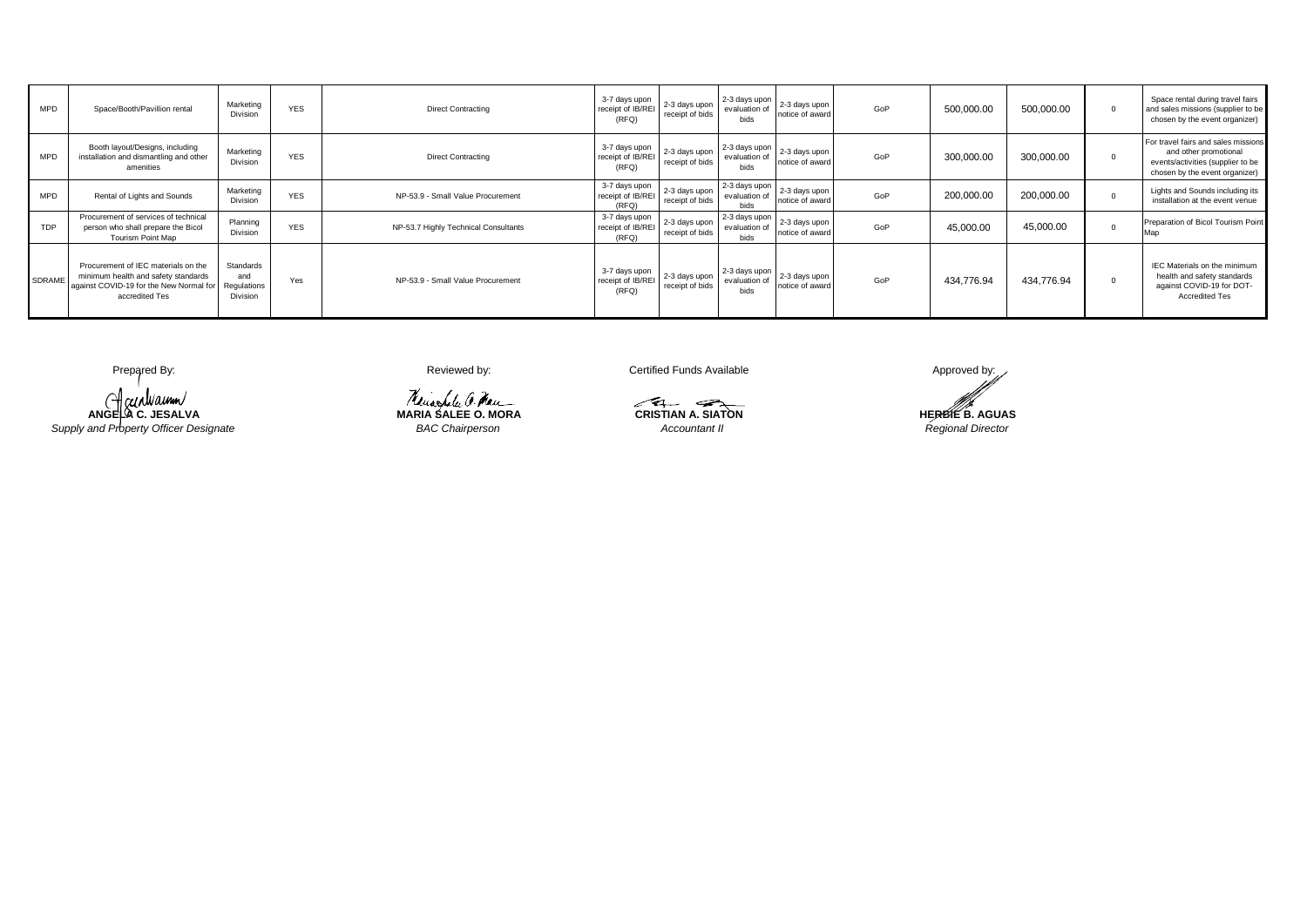| | | | | | | | | | | | | | |
|---|---|---|---|---|---|---|---|---|---|---|---|---|---|
| MPD | Space/Booth/Pavillion rental | Marketing Division | YES | Direct Contracting | 3-7 days upon receipt of IB/REI (RFQ) | 2-3 days upon receipt of bids | 2-3 days upon evaluation of bids | 2-3 days upon notice of award | GoP | 500,000.00 | 500,000.00 | 0 | Space rental during travel fairs and sales missions (supplier to be chosen by the event organizer) |
| MPD | Booth layout/Designs, including installation and dismantling and other amenities | Marketing Division | YES | Direct Contracting | 3-7 days upon receipt of IB/REI (RFQ) | 2-3 days upon receipt of bids | 2-3 days upon evaluation of bids | 2-3 days upon notice of award | GoP | 300,000.00 | 300,000.00 | 0 | For travel fairs and sales missions and other promotional events/activities (supplier to be chosen by the event organizer) |
| MPD | Rental of Lights and Sounds | Marketing Division | YES | NP-53.9 - Small Value Procurement | 3-7 days upon receipt of IB/REI (RFQ) | 2-3 days upon receipt of bids | 2-3 days upon evaluation of bids | 2-3 days upon notice of award | GoP | 200,000.00 | 200,000.00 | 0 | Lights and Sounds including its installation at the event venue |
| TDP | Procurement of services of technical person who shall prepare the Bicol Tourism Point Map | Planning Division | YES | NP-53.7 Highly Technical Consultants | 3-7 days upon receipt of IB/REI (RFQ) | 2-3 days upon receipt of bids | 2-3 days upon evaluation of bids | 2-3 days upon notice of award | GoP | 45,000.00 | 45,000.00 | 0 | Preparation of Bicol Tourism Point Map |
| SDRAME | Procurement of IEC materials on the minimum health and safety standards against COVID-19 for the New Normal for accredited Tes | Standards and Regulations Division | Yes | NP-53.9 - Small Value Procurement | 3-7 days upon receipt of IB/REI (RFQ) | 2-3 days upon receipt of bids | 2-3 days upon evaluation of bids | 2-3 days upon notice of award | GoP | 434,776.94 | 434,776.94 | 0 | IEC Materials on the minimum health and safety standards against COVID-19 for DOT-Accredited Tes |

| Prepared By: | Reviewed by: | Certified Funds Available | Approved by: |
|---|---|---|---|
| **ANGELA C. JESALVA** | **MARIA SALEE O. MORA** | **CRISTIAN A. SIATON** | **HERBIE B. AGUAS** |
| *Supply and Property Officer Designate* | *BAC Chairperson* | *Accountant II* | *Regional Director* |